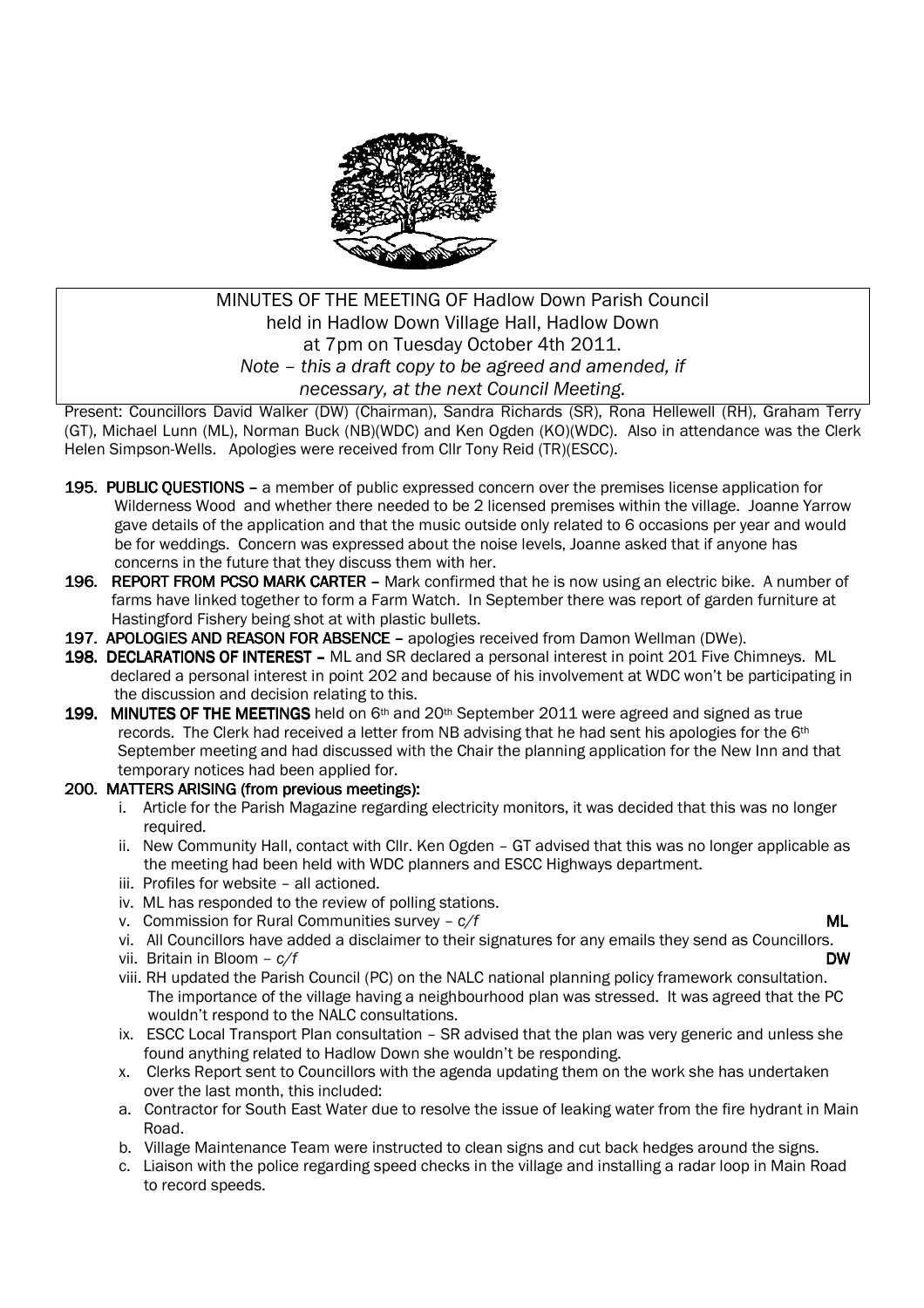MINUTES OF THE MEETING OF Hadlow Down Parish Council
held in Hadlow Down Village Hall, Hadlow Down
at 7pm on Tuesday October 4th 2011.
*Note – this a draft copy to be agreed and amended, if necessary, at the next Council Meeting.*

Present: Councillors David Walker (DW) (Chairman), Sandra Richards (SR), Rona Hellewell (RH), Graham Terry (GT), Michael Lunn (ML), Norman Buck (NB)(WDC) and Ken Ogden (KO)(WDC). Also in attendance was the Clerk Helen Simpson-Wells. Apologies were received from Cllr Tony Reid (TR)(ESCC).

**195. PUBLIC QUESTIONS** – a member of public expressed concern over the premises license application for Wilderness Wood and whether there needed to be 2 licensed premises within the village. Joanne Yarrow gave details of the application and that the music outside only related to 6 occasions per year and would be for weddings. Concern was expressed about the noise levels, Joanne asked that if anyone has concerns in the future that they discuss them with her.

**196. REPORT FROM PCSO MARK CARTER** – Mark confirmed that he is now using an electric bike. A number of farms have linked together to form a Farm Watch. In September there was report of garden furniture at Hastingford Fishery being shot at with plastic bullets.

**197. APOLOGIES AND REASON FOR ABSENCE** – apologies received from Damon Wellman (DWe).

**198. DECLARATIONS OF INTEREST** – ML and SR declared a personal interest in point 201 Five Chimneys. ML declared a personal interest in point 202 and because of his involvement at WDC won't be participating in the discussion and decision relating to this.

**199. MINUTES OF THE MEETINGS** held on 6th and 20th September 2011 were agreed and signed as true records. The Clerk had received a letter from NB advising that he had sent his apologies for the 6th September meeting and had discussed with the Chair the planning application for the New Inn and that temporary notices had been applied for.

**200. MATTERS ARISING (from previous meetings):**

i. Article for the Parish Magazine regarding electricity monitors, it was decided that this was no longer required.
ii. New Community Hall, contact with Cllr. Ken Ogden – GT advised that this was no longer applicable as the meeting had been held with WDC planners and ESCC Highways department.
iii. Profiles for website – all actioned.
iv. ML has responded to the review of polling stations.
v. Commission for Rural Communities survey – *c/f* **ML**
vi. All Councillors have added a disclaimer to their signatures for any emails they send as Councillors.
vii. Britain in Bloom – *c/f* **DW**
viii. RH updated the Parish Council (PC) on the NALC national planning policy framework consultation. The importance of the village having a neighbourhood plan was stressed. It was agreed that the PC wouldn't respond to the NALC consultations.
ix. ESCC Local Transport Plan consultation – SR advised that the plan was very generic and unless she found anything related to Hadlow Down she wouldn't be responding.
x. Clerks Report sent to Councillors with the agenda updating them on the work she has undertaken over the last month, this included:

a. Contractor for South East Water due to resolve the issue of leaking water from the fire hydrant in Main Road.
b. Village Maintenance Team were instructed to clean signs and cut back hedges around the signs.
c. Liaison with the police regarding speed checks in the village and installing a radar loop in Main Road to record speeds.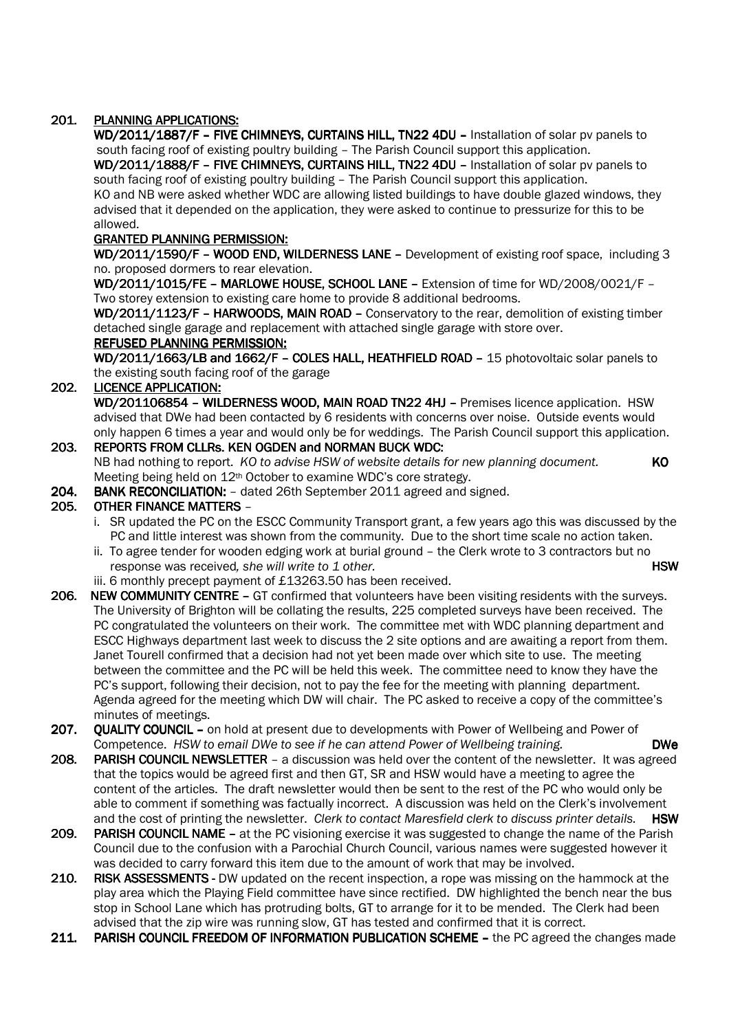**201. <u>PLANNING APPLICATIONS:</u>**

**WD/2011/1887/F – FIVE CHIMNEYS, CURTAINS HILL, TN22 4DU –** Installation of solar pv panels to south facing roof of existing poultry building – The Parish Council support this application.

**WD/2011/1888/F – FIVE CHIMNEYS, CURTAINS HILL, TN22 4DU –** Installation of solar pv panels to south facing roof of existing poultry building – The Parish Council support this application.

KO and NB were asked whether WDC are allowing listed buildings to have double glazed windows, they advised that it depended on the application, they were asked to continue to pressurize for this to be allowed.

**<u>GRANTED PLANNING PERMISSION:</u>**

**WD/2011/1590/F – WOOD END, WILDERNESS LANE –** Development of existing roof space, including 3 no. proposed dormers to rear elevation.

**WD/2011/1015/FE – MARLOWE HOUSE, SCHOOL LANE –** Extension of time for WD/2008/0021/F – Two storey extension to existing care home to provide 8 additional bedrooms.

**WD/2011/1123/F – HARWOODS, MAIN ROAD –** Conservatory to the rear, demolition of existing timber detached single garage and replacement with attached single garage with store over.

**<u>REFUSED PLANNING PERMISSION:</u>**

**WD/2011/1663/LB and 1662/F – COLES HALL, HEATHFIELD ROAD –** 15 photovoltaic solar panels to the existing south facing roof of the garage

**202. <u>LICENCE APPLICATION:</u>**

**WD/201106854 – WILDERNESS WOOD, MAIN ROAD TN22 4HJ –** Premises licence application. HSW advised that DWe had been contacted by 6 residents with concerns over noise. Outside events would only happen 6 times a year and would only be for weddings. The Parish Council support this application.

**203. REPORTS FROM CLLRs. KEN OGDEN and NORMAN BUCK WDC:**

NB had nothing to report. *KO to advise HSW of website details for new planning document.* **KO**

Meeting being held on 12th October to examine WDC's core strategy.

**204. BANK RECONCILIATION:** – dated 26th September 2011 agreed and signed.

**205. OTHER FINANCE MATTERS** –

i. SR updated the PC on the ESCC Community Transport grant, a few years ago this was discussed by the PC and little interest was shown from the community. Due to the short time scale no action taken.

ii. To agree tender for wooden edging work at burial ground – the Clerk wrote to 3 contractors but no response was received*, she will write to 1 other.* **HSW**

iii. 6 monthly precept payment of £13263.50 has been received.

**206. NEW COMMUNITY CENTRE –** GT confirmed that volunteers have been visiting residents with the surveys. The University of Brighton will be collating the results, 225 completed surveys have been received. The PC congratulated the volunteers on their work. The committee met with WDC planning department and ESCC Highways department last week to discuss the 2 site options and are awaiting a report from them. Janet Tourell confirmed that a decision had not yet been made over which site to use. The meeting between the committee and the PC will be held this week. The committee need to know they have the PC's support, following their decision, not to pay the fee for the meeting with planning department. Agenda agreed for the meeting which DW will chair. The PC asked to receive a copy of the committee's minutes of meetings.

**207. QUALITY COUNCIL –** on hold at present due to developments with Power of Wellbeing and Power of Competence. *HSW to email DWe to see if he can attend Power of Wellbeing training.* **DWe**

**208. PARISH COUNCIL NEWSLETTER** – a discussion was held over the content of the newsletter. It was agreed that the topics would be agreed first and then GT, SR and HSW would have a meeting to agree the content of the articles. The draft newsletter would then be sent to the rest of the PC who would only be able to comment if something was factually incorrect. A discussion was held on the Clerk's involvement and the cost of printing the newsletter. *Clerk to contact Maresfield clerk to discuss printer details.* **HSW**

**209. PARISH COUNCIL NAME –** at the PC visioning exercise it was suggested to change the name of the Parish Council due to the confusion with a Parochial Church Council, various names were suggested however it was decided to carry forward this item due to the amount of work that may be involved.

**210. RISK ASSESSMENTS** - DW updated on the recent inspection, a rope was missing on the hammock at the play area which the Playing Field committee have since rectified. DW highlighted the bench near the bus stop in School Lane which has protruding bolts, GT to arrange for it to be mended. The Clerk had been advised that the zip wire was running slow, GT has tested and confirmed that it is correct.

**211. PARISH COUNCIL FREEDOM OF INFORMATION PUBLICATION SCHEME –** the PC agreed the changes made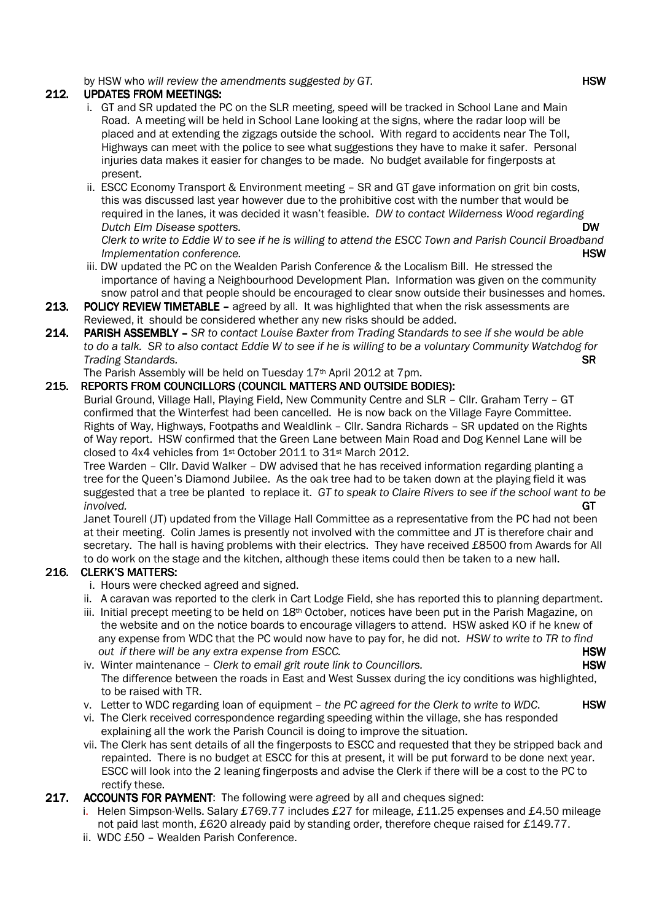by HSW who *will review the amendments suggested by GT.* **HSW**

**212. UPDATES FROM MEETINGS:**

i. GT and SR updated the PC on the SLR meeting, speed will be tracked in School Lane and Main Road. A meeting will be held in School Lane looking at the signs, where the radar loop will be placed and at extending the zigzags outside the school. With regard to accidents near The Toll, Highways can meet with the police to see what suggestions they have to make it safer. Personal injuries data makes it easier for changes to be made. No budget available for fingerposts at present.

ii. ESCC Economy Transport & Environment meeting – SR and GT gave information on grit bin costs, this was discussed last year however due to the prohibitive cost with the number that would be required in the lanes, it was decided it wasn't feasible. *DW to contact Wilderness Wood regarding Dutch Elm Disease spotters.* **DW**
*Clerk to write to Eddie W to see if he is willing to attend the ESCC Town and Parish Council Broadband Implementation conference.* **HSW**

iii. DW updated the PC on the Wealden Parish Conference & the Localism Bill. He stressed the importance of having a Neighbourhood Development Plan. Information was given on the community snow patrol and that people should be encouraged to clear snow outside their businesses and homes.

**213. POLICY REVIEW TIMETABLE –** agreed by all. It was highlighted that when the risk assessments are Reviewed, it should be considered whether any new risks should be added.

**214. PARISH ASSEMBLY –** *SR to contact Louise Baxter from Trading Standards to see if she would be able to do a talk. SR to also contact Eddie W to see if he is willing to be a voluntary Community Watchdog for Trading Standards.* **SR**

The Parish Assembly will be held on Tuesday 17th April 2012 at 7pm.

**215. REPORTS FROM COUNCILLORS (COUNCIL MATTERS AND OUTSIDE BODIES):**

Burial Ground, Village Hall, Playing Field, New Community Centre and SLR – Cllr. Graham Terry – GT confirmed that the Winterfest had been cancelled. He is now back on the Village Fayre Committee.

Rights of Way, Highways, Footpaths and Wealdlink – Cllr. Sandra Richards – SR updated on the Rights of Way report. HSW confirmed that the Green Lane between Main Road and Dog Kennel Lane will be closed to 4x4 vehicles from 1st October 2011 to 31st March 2012.

Tree Warden – Cllr. David Walker – DW advised that he has received information regarding planting a tree for the Queen's Diamond Jubilee. As the oak tree had to be taken down at the playing field it was suggested that a tree be planted to replace it. *GT to speak to Claire Rivers to see if the school want to be involved.* **GT**

Janet Tourell (JT) updated from the Village Hall Committee as a representative from the PC had not been at their meeting. Colin James is presently not involved with the committee and JT is therefore chair and secretary. The hall is having problems with their electrics. They have received £8500 from Awards for All to do work on the stage and the kitchen, although these items could then be taken to a new hall.

**216. CLERK'S MATTERS:**

i. Hours were checked agreed and signed.

ii. A caravan was reported to the clerk in Cart Lodge Field, she has reported this to planning department.

iii. Initial precept meeting to be held on 18th October, notices have been put in the Parish Magazine, on the website and on the notice boards to encourage villagers to attend. HSW asked KO if he knew of any expense from WDC that the PC would now have to pay for, he did not. *HSW to write to TR to find out if there will be any extra expense from ESCC.* **HSW**

iv. Winter maintenance – *Clerk to email grit route link to Councillors.* **HSW**
The difference between the roads in East and West Sussex during the icy conditions was highlighted, to be raised with TR.

v. Letter to WDC regarding loan of equipment – *the PC agreed for the Clerk to write to WDC*. **HSW**

vi. The Clerk received correspondence regarding speeding within the village, she has responded explaining all the work the Parish Council is doing to improve the situation.

vii. The Clerk has sent details of all the fingerposts to ESCC and requested that they be stripped back and repainted. There is no budget at ESCC for this at present, it will be put forward to be done next year. ESCC will look into the 2 leaning fingerposts and advise the Clerk if there will be a cost to the PC to rectify these.

**217. ACCOUNTS FOR PAYMENT**: The following were agreed by all and cheques signed:

i. Helen Simpson-Wells. Salary £769.77 includes £27 for mileage, £11.25 expenses and £4.50 mileage not paid last month, £620 already paid by standing order, therefore cheque raised for £149.77.

ii. WDC £50 – Wealden Parish Conference.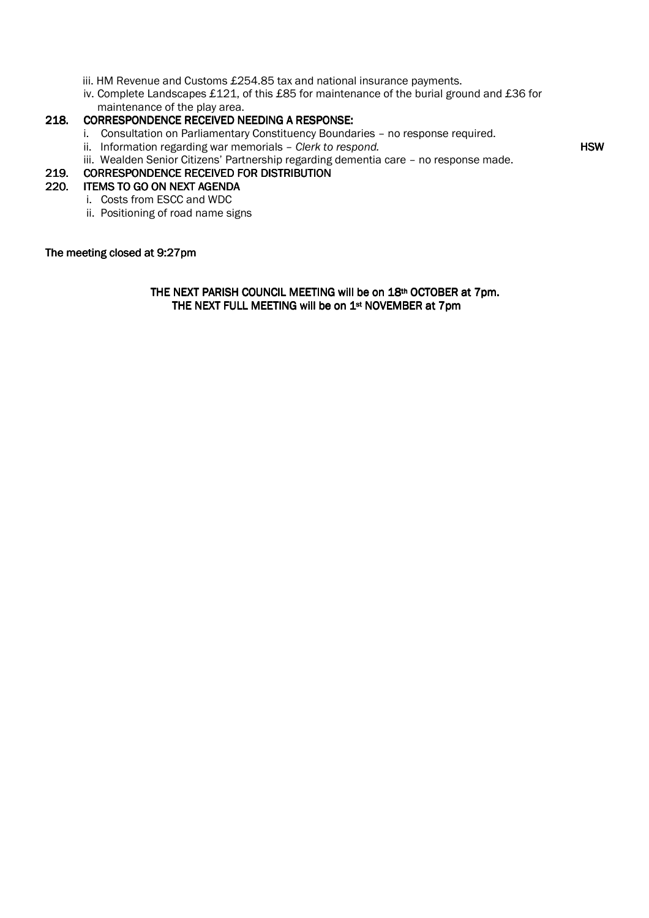iii. HM Revenue and Customs £254.85 tax and national insurance payments.

iv. Complete Landscapes £121, of this £85 for maintenance of the burial ground and £36 for maintenance of the play area.

**218. CORRESPONDENCE RECEIVED NEEDING A RESPONSE:**

i. Consultation on Parliamentary Constituency Boundaries – no response required.

ii. Information regarding war memorials – *Clerk to respond.* **HSW**

iii. Wealden Senior Citizens' Partnership regarding dementia care – no response made.

**219. CORRESPONDENCE RECEIVED FOR DISTRIBUTION**

**220. ITEMS TO GO ON NEXT AGENDA**

i. Costs from ESCC and WDC

ii. Positioning of road name signs

**The meeting closed at 9:27pm**

**THE NEXT PARISH COUNCIL MEETING will be on 18th OCTOBER at 7pm.**
**THE NEXT FULL MEETING will be on 1st NOVEMBER at 7pm**